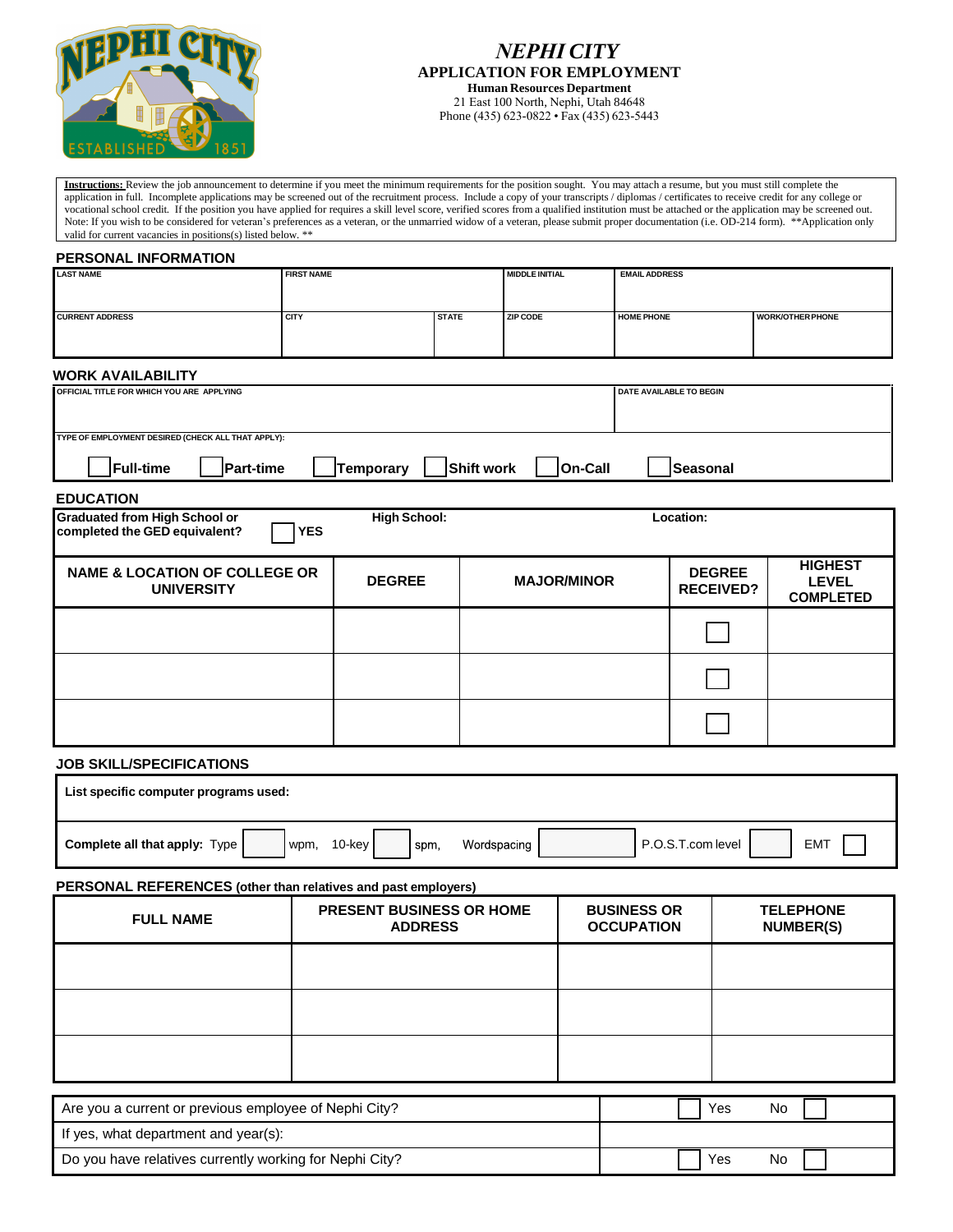# NEPHI CITY

**APPLICATION FOR EMPLOYMENT**

**Human Resources Department**

21 East 100 North, Nephi, Utah 84648

Phone (435) 623-0822 • Fax (435) 623-5443

**Instructions:** Review the job announcement to determine if you meet the minimum requirements for the position sought. You may attach a resume, but you must still complete the application in full. Incomplete applications may be screened out of the recruitment process. Include a copy of your transcripts / diplomas / certificates to receive credit for any college or vocational school credit. If the position you have applied for requires a skill level score, verified scores from a qualified institution must be attached or the application may be screened out. Note: If you wish to be considered for veteran's preferences as a veteran, or the unmarried widow of a veteran, please submit proper documentation (i.e. OD-214 form). **Application only valid for current vacancies in positions(s) listed below. **

## PERSONAL INFORMATION

| LAST NAME | FIRST NAME | | MIDDLE INITIAL | EMAIL ADDRESS | |
|---|---|---|---|---|---|
| | | | | | |
| **CURRENT ADDRESS** | **CITY** | **STATE** | **ZIP CODE** | **HOME PHONE** | **WORK/OTHER PHONE** |
| | | | | | |

## WORK AVAILABILITY

| OFFICIAL TITLE FOR WHICH YOU ARE APPLYING | DATE AVAILABLE TO BEGIN |
|---|---|
| | |

TYPE OF EMPLOYMENT DESIRED (CHECK ALL THAT APPLY):

☐ Full-time ☐ Part-time ☐ Temporary ☐ Shift work ☐ On-Call ☐ Seasonal

## EDUCATION

Graduated from High School or completed the GED equivalent? ☐ YES  **High School:**  **Location:**

| NAME & LOCATION OF COLLEGE OR UNIVERSITY | DEGREE | MAJOR/MINOR | DEGREE RECEIVED? | HIGHEST LEVEL COMPLETED |
|---|---|---|---|---|
| | | | ☐ | |
| | | | ☐ | |
| | | | ☐ | |

## JOB SKILL/SPECIFICATIONS

**List specific computer programs used:**

**Complete all that apply:** Type ____ wpm, 10-key ____ spm, Wordspacing ____ P.O.S.T.com level ____ EMT ☐

## PERSONAL REFERENCES (other than relatives and past employers)

| FULL NAME | PRESENT BUSINESS OR HOME ADDRESS | BUSINESS OR OCCUPATION | TELEPHONE NUMBER(S) |
|---|---|---|---|
| | | | |
| | | | |
| | | | |

| | |
|---|---|
| Are you a current or previous employee of Nephi City? | ☐ Yes No ☐ |
| If yes, what department and year(s): | |
| Do you have relatives currently working for Nephi City? | ☐ Yes No ☐ |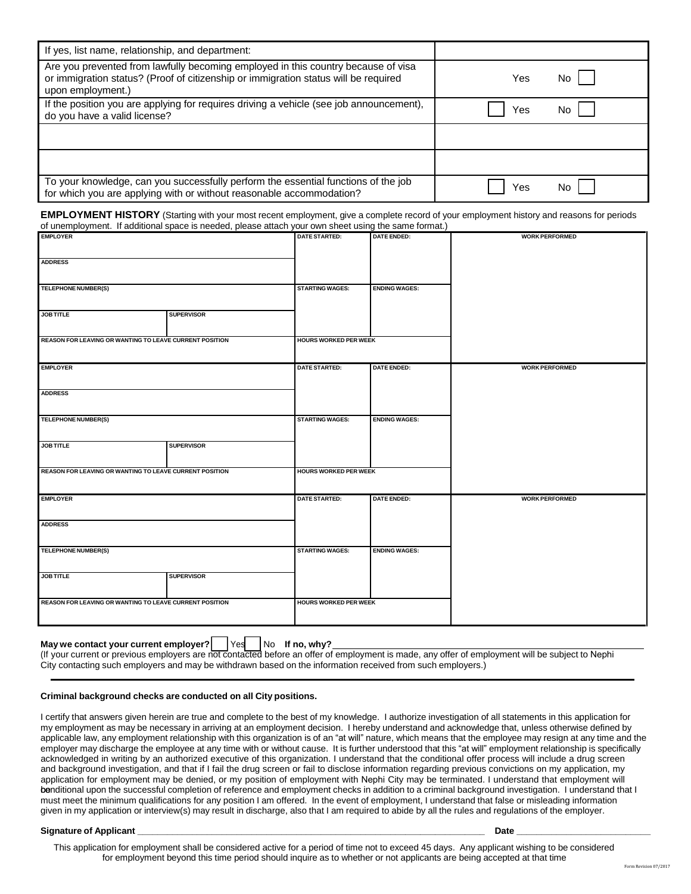| | |
|---|---|
| If yes, list name, relationship, and department: | |
| Are you prevented from lawfully becoming employed in this country because of visa or immigration status? (Proof of citizenship or immigration status will be required upon employment.) | Yes No |
| If the position you are applying for requires driving a vehicle (see job announcement), do you have a valid license? | Yes No |
| | |
| | |
| To your knowledge, can you successfully perform the essential functions of the job for which you are applying with or without reasonable accommodation? | Yes No |

**EMPLOYMENT HISTORY** (Starting with your most recent employment, give a complete record of your employment history and reasons for periods of unemployment. If additional space is needed, please attach your own sheet using the same format.)

| EMPLOYER | | DATE STARTED: | DATE ENDED: | WORK PERFORMED |
|---|---|---|---|---|
| ADDRESS | | | | |
| TELEPHONE NUMBER(S) | | STARTING WAGES: | ENDING WAGES: | |
| JOB TITLE | SUPERVISOR | | | |
| REASON FOR LEAVING OR WANTING TO LEAVE CURRENT POSITION | | HOURS WORKED PER WEEK | | |

| EMPLOYER | | DATE STARTED: | DATE ENDED: | WORK PERFORMED |
|---|---|---|---|---|
| ADDRESS | | | | |
| TELEPHONE NUMBER(S) | | STARTING WAGES: | ENDING WAGES: | |
| JOB TITLE | SUPERVISOR | | | |
| REASON FOR LEAVING OR WANTING TO LEAVE CURRENT POSITION | | HOURS WORKED PER WEEK | | |

| EMPLOYER | | DATE STARTED: | DATE ENDED: | WORK PERFORMED |
|---|---|---|---|---|
| ADDRESS | | | | |
| TELEPHONE NUMBER(S) | | STARTING WAGES: | ENDING WAGES: | |
| JOB TITLE | SUPERVISOR | | | |
| REASON FOR LEAVING OR WANTING TO LEAVE CURRENT POSITION | | HOURS WORKED PER WEEK | | |

**May we contact your current employer?** Yes No **If no, why?** ______________________________

(If your current or previous employers are not contacted before an offer of employment is made, any offer of employment will be subject to Nephi City contacting such employers and may be withdrawn based on the information received from such employers.)

**Criminal background checks are conducted on all City positions.**

I certify that answers given herein are true and complete to the best of my knowledge. I authorize investigation of all statements in this application for my employment as may be necessary in arriving at an employment decision. I hereby understand and acknowledge that, unless otherwise defined by applicable law, any employment relationship with this organization is of an "at will" nature, which means that the employee may resign at any time and the employer may discharge the employee at any time with or without cause. It is further understood that this "at will" employment relationship is specifically acknowledged in writing by an authorized executive of this organization. I understand that the conditional offer process will include a drug screen and background investigation, and that if I fail the drug screen or fail to disclose information regarding previous convictions on my application, my application for employment may be denied, or my position of employment with Nephi City may be terminated. I understand that employment will be conditional upon the successful completion of reference and employment checks in addition to a criminal background investigation. I understand that I must meet the minimum qualifications for any position I am offered. In the event of employment, I understand that false or misleading information given in my application or interview(s) may result in discharge, also that I am required to abide by all the rules and regulations of the employer.

**Signature of Applicant** ______________________________ **Date** ______________

This application for employment shall be considered active for a period of time not to exceed 45 days. Any applicant wishing to be considered for employment beyond this time period should inquire as to whether or not applicants are being accepted at that time

Form Revision 07/2017